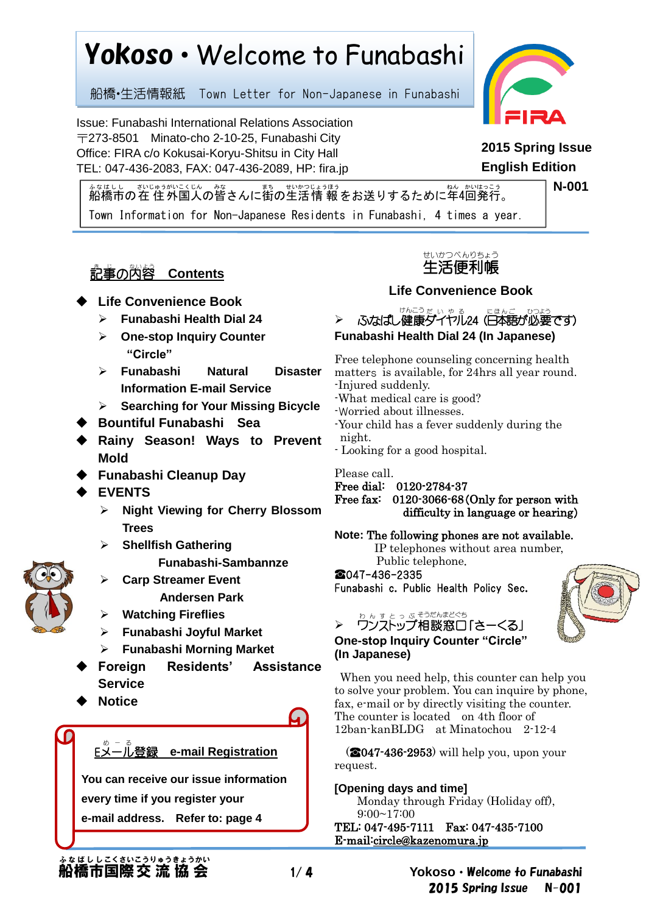# Yokoso・Welcome to Funabashi

船橋・生活情報紙　Town Letter for Non-Japanese in Funabashi

Issue: Funabashi International Relations Association
〒273-8501　Minato-cho 2-10-25, Funabashi City
Office: FIRA c/o Kokusai-Koryu-Shitsu in City Hall
TEL: 047-436-2083, FAX: 047-436-2089, HP: fira.jp

**2015 Spring Issue**
**English Edition**
**N-001**

船橋市の在住外国人の皆さんに街の生活情報をお送りするために年4回発行。
Town Information for Non-Japanese Residents in Funabashi, 4 times a year.

## 記事の内容　Contents

- **Life Convenience Book**
  - **Funabashi Health Dial 24**
  - **One-stop Inquiry Counter "Circle"**
  - **Funabashi Natural Disaster Information E-mail Service**
  - **Searching for Your Missing Bicycle**
- **Bountiful Funabashi Sea**
- **Rainy Season! Ways to Prevent Mold**
- **Funabashi Cleanup Day**
- **EVENTS**
  - **Night Viewing for Cherry Blossom Trees**
  - **Shellfish Gathering Funabashi-Sambannze**
  - **Carp Streamer Event Andersen Park**
  - **Watching Fireflies**
  - **Funabashi Joyful Market**
  - **Funabashi Morning Market**
- **Foreign Residents' Assistance Service**
- **Notice**

### Eメール登録　e-mail Registration

**You can receive our issue information every time if you register your e-mail address. Refer to: page 4**

## 生活便利帳

### Life Convenience Book

#### ➢ ふなばし健康ダイヤル24（日本語が必要です）
**Funabashi Health Dial 24 (In Japanese)**

Free telephone counseling concerning health matters is available, for 24hrs all year round.
-Injured suddenly.
-What medical care is good?
-Worried about illnesses.
-Your child has a fever suddenly during the night.
- Looking for a good hospital.

Please call.
**Free dial: 0120-2784-37**
**Free fax: 0120-3066-68 (Only for person with difficulty in language or hearing)**

**Note: The following phones are not available.**
IP telephones without area number,
Public telephone.
☎047-436-2335
Funabashi c. Public Health Policy Sec.

#### ➢ ワンストップ相談窓口「さーくる」
**One-stop Inquiry Counter "Circle" (In Japanese)**

When you need help, this counter can help you to solve your problem. You can inquire by phone, fax, e-mail or by directly visiting the counter. The counter is located on 4th floor of 12ban-kanBLDG at Minatochou 2-12-4

(☎047-436-2953) will help you, upon your request.

**[Opening days and time]**
Monday through Friday (Holiday off),
9:00~17:00
**TEL: 047-495-7111　Fax: 047-435-7100**
**E-mail:circle@kazenomura.jp**

船橋市国際交流協会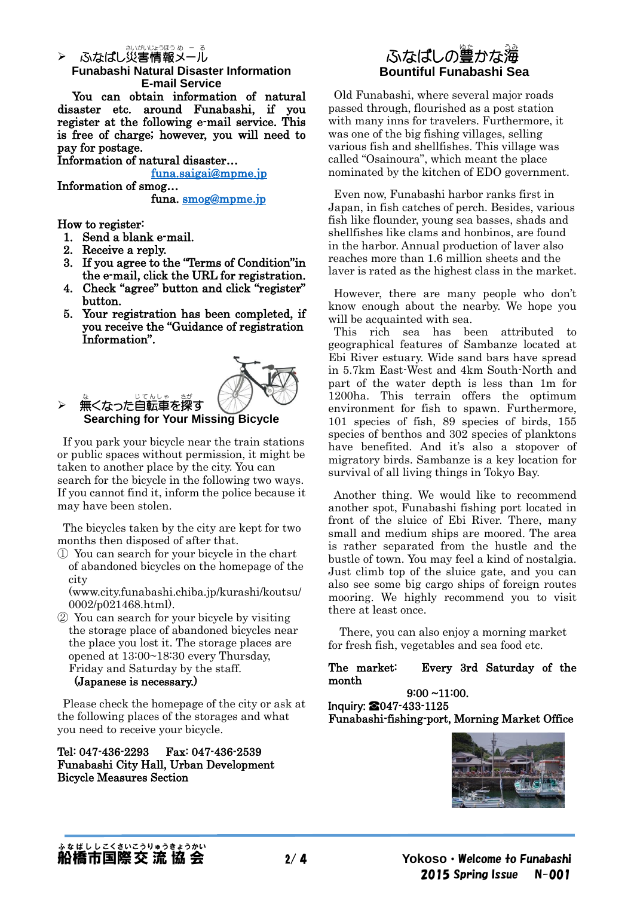## ふなばし災害情報メール
**Funabashi Natural Disaster Information E-mail Service**

You can obtain information of natural disaster etc. around Funabashi, if you register at the following e-mail service. This is free of charge; however, you will need to pay for postage.

Information of natural disaster…
funa.saigai@mpme.jp

Information of smog…
funa. smog@mpme.jp

How to register:

1. Send a blank e-mail.
2. Receive a reply.
3. If you agree to the "Terms of Condition"in the e-mail, click the URL for registration.
4. Check "agree" button and click "register" button.
5. Your registration has been completed, if you receive the "Guidance of registration Information".

## 無くなった自転車を探す
**Searching for Your Missing Bicycle**

If you park your bicycle near the train stations or public spaces without permission, it might be taken to another place by the city. You can search for the bicycle in the following two ways. If you cannot find it, inform the police because it may have been stolen.

The bicycles taken by the city are kept for two months then disposed of after that.

① You can search for your bicycle in the chart of abandoned bicycles on the homepage of the city (www.city.funabashi.chiba.jp/kurashi/koutsu/0002/p021468.html).

② You can search for your bicycle by visiting the storage place of abandoned bicycles near the place you lost it. The storage places are opened at 13:00~18:30 every Thursday, Friday and Saturday by the staff.
(Japanese is necessary.)

Please check the homepage of the city or ask at the following places of the storages and what you need to receive your bicycle.

Tel: 047-436-2293　Fax: 047-436-2539
Funabashi City Hall, Urban Development Bicycle Measures Section

## ふなばしの豊かな海
**Bountiful Funabashi Sea**

Old Funabashi, where several major roads passed through, flourished as a post station with many inns for travelers. Furthermore, it was one of the big fishing villages, selling various fish and shellfishes. This village was called "Osainoura", which meant the place nominated by the kitchen of EDO government.

Even now, Funabashi harbor ranks first in Japan, in fish catches of perch. Besides, various fish like flounder, young sea basses, shads and shellfishes like clams and honbinos, are found in the harbor. Annual production of laver also reaches more than 1.6 million sheets and the laver is rated as the highest class in the market.

However, there are many people who don't know enough about the nearby. We hope you will be acquainted with sea.

This rich sea has been attributed to geographical features of Sambanze located at Ebi River estuary. Wide sand bars have spread in 5.7km East-West and 4km South-North and part of the water depth is less than 1m for 1200ha. This terrain offers the optimum environment for fish to spawn. Furthermore, 101 species of fish, 89 species of birds, 155 species of benthos and 302 species of planktons have benefited. And it's also a stopover of migratory birds. Sambanze is a key location for survival of all living things in Tokyo Bay.

Another thing. We would like to recommend another spot, Funabashi fishing port located in front of the sluice of Ebi River. There, many small and medium ships are moored. The area is rather separated from the hustle and the bustle of town. You may feel a kind of nostalgia. Just climb top of the sluice gate, and you can also see some big cargo ships of foreign routes mooring. We highly recommend you to visit there at least once.

There, you can also enjoy a morning market for fresh fish, vegetables and sea food etc.

The market: Every 3rd Saturday of the month
9:00 ~11:00.
Inquiry: ☎047-433-1125
Funabashi-fishing-port, Morning Market Office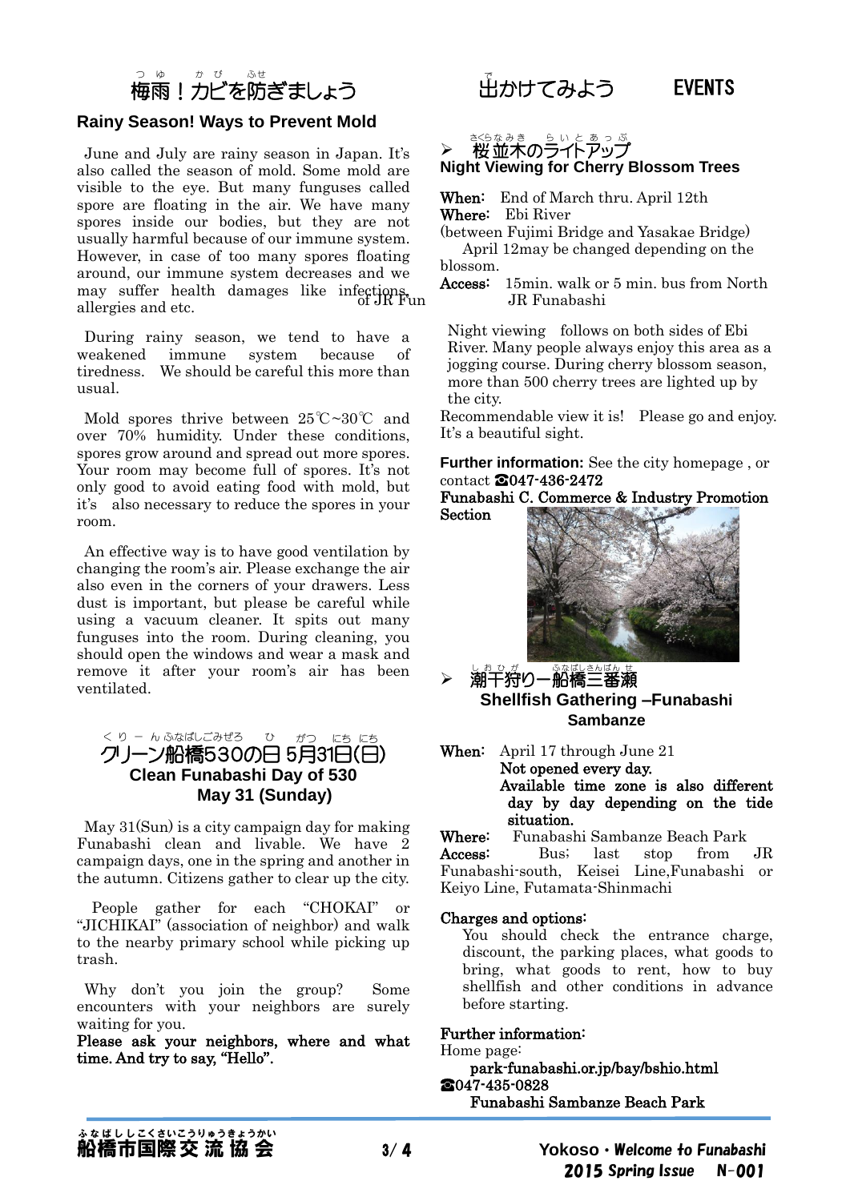## 梅雨！カビを防ぎましょう

### Rainy Season! Ways to Prevent Mold

June and July are rainy season in Japan. It's also called the season of mold. Some mold are visible to the eye. But many funguses called spore are floating in the air. We have many spores inside our bodies, but they are not usually harmful because of our immune system. However, in case of too many spores floating around, our immune system decreases and we may suffer health damages like infections, allergies and etc.

During rainy season, we tend to have a weakened immune system because of tiredness. We should be careful this more than usual.

Mold spores thrive between 25℃~30℃ and over 70% humidity. Under these conditions, spores grow around and spread out more spores. Your room may become full of spores. It's not only good to avoid eating food with mold, but it's also necessary to reduce the spores in your room.

An effective way is to have good ventilation by changing the room's air. Please exchange the air also even in the corners of your drawers. Less dust is important, but please be careful while using a vacuum cleaner. It spits out many funguses into the room. During cleaning, you should open the windows and wear a mask and remove it after your room's air has been ventilated.

## グリーン船橋530の日 5月31日(日)

### Clean Funabashi Day of 530 May 31 (Sunday)

May 31(Sun) is a city campaign day for making Funabashi clean and livable. We have 2 campaign days, one in the spring and another in the autumn. Citizens gather to clear up the city.

People gather for each "CHOKAI" or "JICHIKAI" (association of neighbor) and walk to the nearby primary school while picking up trash.

Why don't you join the group? Some encounters with your neighbors are surely waiting for you.

**Please ask your neighbors, where and what time. And try to say, "Hello".**

## 出かけてみよう EVENTS

### ➢ 桜並木のライトアップ Night Viewing for Cherry Blossom Trees

**When:** End of March thru. April 12th
**Where:** Ebi River
(between Fujimi Bridge and Yasakae Bridge)
April 12may be changed depending on the blossom.
**Access:** 15min. walk or 5 min. bus from North of JR Funabashi

Night viewing follows on both sides of Ebi River. Many people always enjoy this area as a jogging course. During cherry blossom season, more than 500 cherry trees are lighted up by the city.

Recommendable view it is! Please go and enjoy. It's a beautiful sight.

**Further information:** See the city homepage , or contact ☎047-436-2472
**Funabashi C. Commerce & Industry Promotion Section**

### ➢ 潮干狩り—船橋三番瀬 Shellfish Gathering –Funabashi Sambanze

**When:** April 17 through June 21
**Not opened every day.**
**Available time zone is also different day by day depending on the tide situation.**
**Where:** Funabashi Sambanze Beach Park
**Access:** Bus; last stop from JR Funabashi-south, Keisei Line,Funabashi or Keiyo Line, Futamata-Shinmachi

**Charges and options:**
You should check the entrance charge, discount, the parking places, what goods to bring, what goods to rent, how to buy shellfish and other conditions in advance before starting.

**Further information:**
Home page:
park-funabashi.or.jp/bay/bshio.html
☎047-435-0828
Funabashi Sambanze Beach Park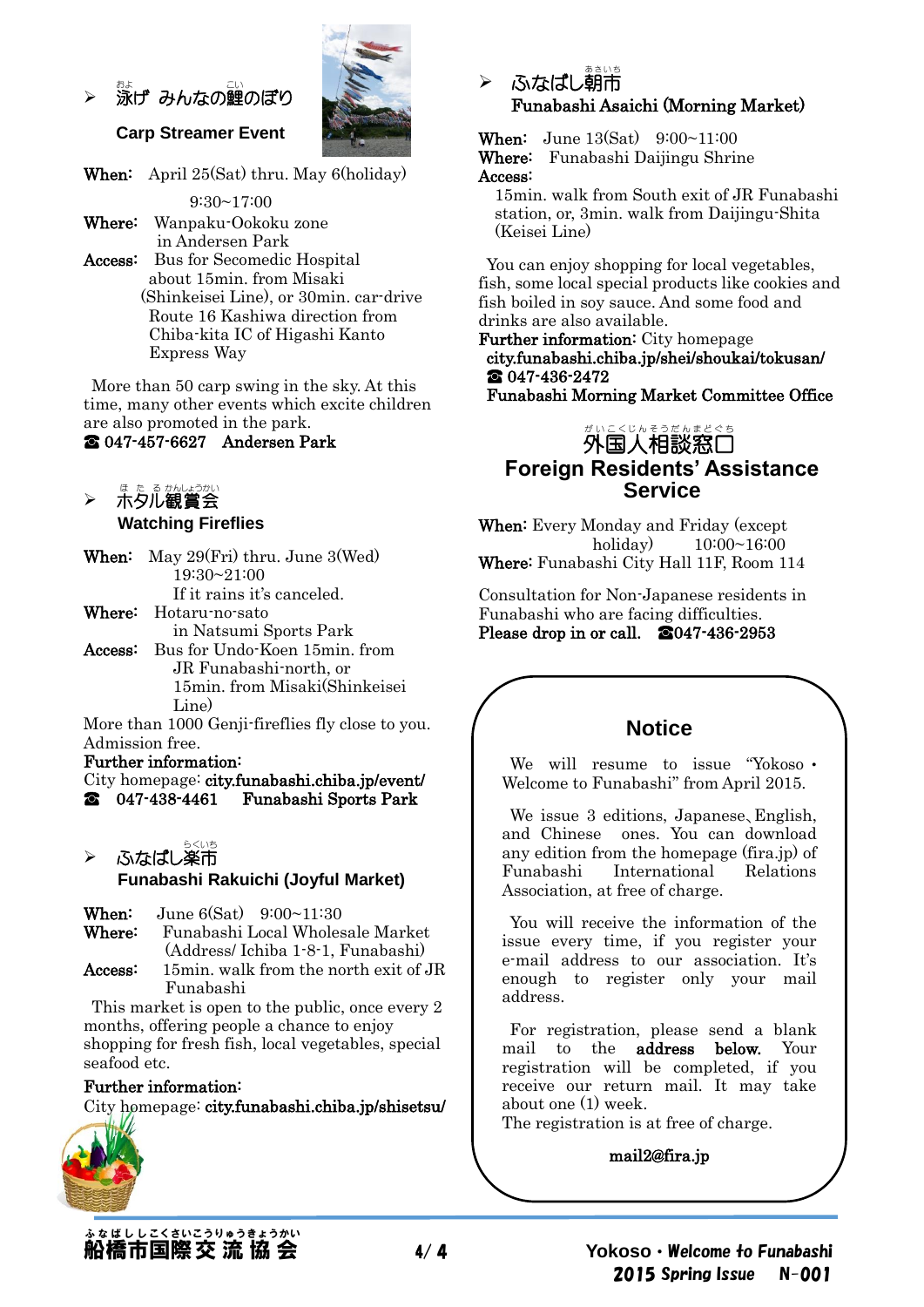## 泳げ みんなの鯉のぼり

**Carp Streamer Event**

**When:** April 25(Sat) thru. May 6(holiday) 9:30~17:00
**Where:** Wanpaku-Ookoku zone in Andersen Park
**Access:** Bus for Secomedic Hospital about 15min. from Misaki (Shinkeisei Line), or 30min. car-drive Route 16 Kashiwa direction from Chiba-kita IC of Higashi Kanto Express Way

More than 50 carp swing in the sky. At this time, many other events which excite children are also promoted in the park.

**☎ 047-457-6627 Andersen Park**

## ホタル観賞会

**Watching Fireflies**

**When:** May 29(Fri) thru. June 3(Wed) 19:30~21:00
If it rains it's canceled.
**Where:** Hotaru-no-sato in Natsumi Sports Park
**Access:** Bus for Undo-Koen 15min. from JR Funabashi-north, or 15min. from Misaki(Shinkeisei Line)

More than 1000 Genji-fireflies fly close to you. Admission free.

**Further information:**
City homepage: **city.funabashi.chiba.jp/event/**
**☎ 047-438-4461 Funabashi Sports Park**

## ふなばし楽市

**Funabashi Rakuichi (Joyful Market)**

**When:** June 6(Sat) 9:00~11:30
**Where:** Funabashi Local Wholesale Market (Address/ Ichiba 1-8-1, Funabashi)
**Access:** 15min. walk from the north exit of JR Funabashi

This market is open to the public, once every 2 months, offering people a chance to enjoy shopping for fresh fish, local vegetables, special seafood etc.

**Further information:**
City homepage: **city.funabashi.chiba.jp/shisetsu/**

## ふなばし朝市

**Funabashi Asaichi (Morning Market)**

**When:** June 13(Sat) 9:00~11:00
**Where:** Funabashi Daijingu Shrine
**Access:**
15min. walk from South exit of JR Funabashi station, or, 3min. walk from Daijingu-Shita (Keisei Line)

You can enjoy shopping for local vegetables, fish, some local special products like cookies and fish boiled in soy sauce. And some food and drinks are also available.

**Further information:** City homepage
**city.funabashi.chiba.jp/shei/shoukai/tokusan/**
**☎ 047-436-2472**
**Funabashi Morning Market Committee Office**

## 外国人相談窓口
## Foreign Residents' Assistance Service

**When:** Every Monday and Friday (except holiday) 10:00~16:00
**Where:** Funabashi City Hall 11F, Room 114

Consultation for Non-Japanese residents in Funabashi who are facing difficulties.

**Please drop in or call. ☎047-436-2953**

## Notice

We will resume to issue "Yokoso・Welcome to Funabashi" from April 2015.

We issue 3 editions, Japanese、English, and Chinese ones. You can download any edition from the homepage (fira.jp) of Funabashi International Relations Association, at free of charge.

You will receive the information of the issue every time, if you register your e-mail address to our association. It's enough to register only your mail address.

For registration, please send a blank mail to the **address below.** Your registration will be completed, if you receive our return mail. It may take about one (1) week.
The registration is at free of charge.

**mail2@fira.jp**

船橋市国際交流協会

Yokoso・Welcome to Funabashi
2015 Spring Issue N-001